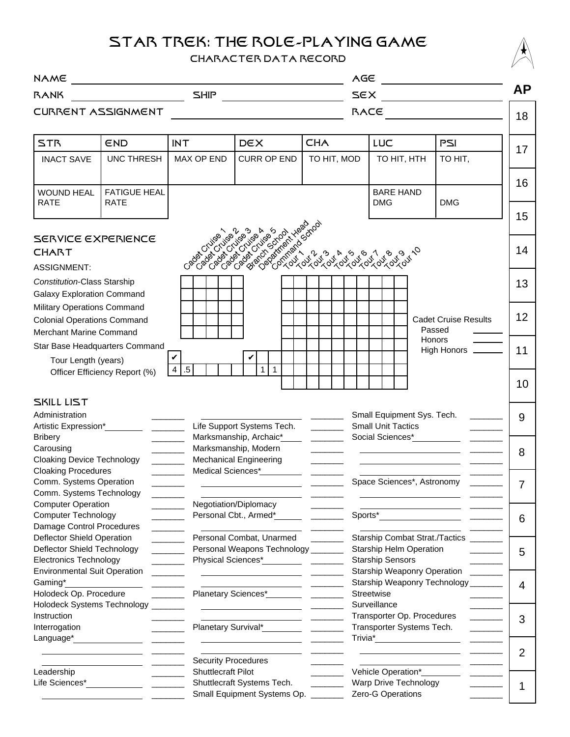# STAR TREK: THE ROLE-PLAYING GAME

## CHARACTER DATA RECORD

NAME ______________________ AGE ______________

RANK ______________ SHIP ______________ SEX ______________

CURRENT ASSIGNMENT ______________________ RACE ______________

| STR | END | INT | DEX | CHA | LUC | PSI |
|---|---|---|---|---|---|---|
| INACT SAVE | UNC THRESH | MAX OP END | CURR OP END | TO HIT, MOD | TO HIT, HTH | TO HIT, |
| WOUND HEAL RATE | FATIGUE HEAL RATE | | | | BARE HAND DMG | DMG |

**AP**

| AP |
|---|
| 18 |
| 17 |
| 16 |
| 15 |
| 14 |
| 13 |
| 12 |
| 11 |
| 10 |
| 9 |
| 8 |
| 7 |
| 6 |
| 5 |
| 4 |
| 3 |
| 2 |
| 1 |

## SERVICE EXPERIENCE CHART

| ASSIGNMENT: | Cadet Cruise 1 | Cadet Cruise 2 | Cadet Cruise 3 | Cadet Cruise 4 | Cadet Cruise 5 | Branch School | Department Head | Command School | Tour 1 | Tour 2 | Tour 3 | Tour 4 | Tour 5 | Tour 6 | Tour 7 | Tour 8 | Tour 9 | Tour 10 |
|---|---|---|---|---|---|---|---|---|---|---|---|---|---|---|---|---|---|---|
| *Constitution*-Class Starship | | | | | | | | | | | | | | | | | | |
| Galaxy Exploration Command | | | | | | | | | | | | | | | | | | |
| Military Operations Command | | | | | | | | | | | | | | | | | | |
| Colonial Operations Command | | | | | | | | | | | | | | | | | | |
| Merchant Marine Command | | | | | | | | | | | | | | | | | | |
| Star Base Headquarters Command | | | | | | | | | | | | | | | | | | |
| Tour Length (years) | ✔ | | | | | | ✔ | | | | | | | | | | | |
| Officer Efficiency Report (%) | 4 | .5 | | | | | | 1 | 1 | | | | | | | | | |
| | | | | | | | | | | | | | | | | | | |

Cadet Cruise Results
- Passed ______
- Honors ______
- High Honors ______

## SKILL LIST

Administration _______
Artistic Expression*________ _______
Bribery _______
Carousing _______
Cloaking Device Technology _______
Cloaking Procedures _______
Comm. Systems Operation _______
Comm. Systems Technology _______
Computer Operation _______
Computer Technology _______
Damage Control Procedures _______
Deflector Shield Operation _______
Deflector Shield Technology _______
Electronics Technology _______
Environmental Suit Operation _______
Gaming*________ _______
Holodeck Op. Procedure _______
Holodeck Systems Technology _______
Instruction _______
Interrogation _______
Language*________ _______
________________ _______
________________ _______
Leadership _______
Life Sciences*________ _______
________________ _______

________________ _______
Life Support Systems Tech. _______
Marksmanship, Archaic*____ _______
Marksmanship, Modern _______
Mechanical Engineering _______
Medical Sciences*________ _______
________________ _______
________________ _______
Negotiation/Diplomacy _______
Personal Cbt., Armed*______ _______
________________ _______
Personal Combat, Unarmed _______
Personal Weapons Technology _______
Physical Sciences*________ _______
________________ _______
________________ _______
Planetary Sciences*________ _______
________________ _______
________________ _______
Planetary Survival*________ _______
________________ _______
________________ _______
Security Procedures _______
Shuttlecraft Pilot _______
Shuttlecraft Systems Tech. _______
Small Equipment Systems Op. _______

Small Equipment Sys. Tech. _______
Small Unit Tactics _______
Social Sciences*________ _______
________________ _______
________________ _______
________________ _______
Space Sciences*, Astronomy _______
________________ _______
________________ _______
Sports*________ _______
________________ _______
Starship Combat Strat./Tactics _______
Starship Helm Operation _______
Starship Sensors _______
Starship Weaponry Operation _______
Starship Weaponry Technology _______
Streetwise _______
Surveillance _______
Transporter Op. Procedures _______
Transporter Systems Tech. _______
Trivia*________ _______
________________ _______
________________ _______
Vehicle Operation*________ _______
Warp Drive Technology _______
Zero-G Operations _______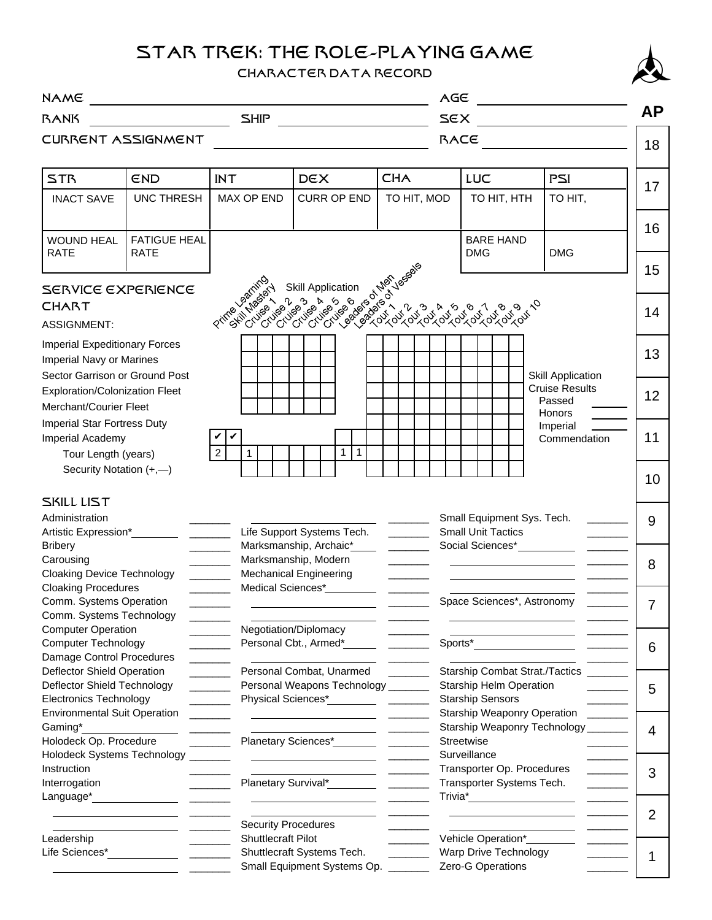# STAR TREK: THE ROLE-PLAYING GAME

## CHARACTER DATA RECORD

NAME ____________________ AGE __________

RANK __________ SHIP __________ SEX __________

CURRENT ASSIGNMENT ____________________ RACE __________

| STR | END | INT | DEX | CHA | LUC | PSI |
|---|---|---|---|---|---|---|
| INACT SAVE | UNC THRESH | MAX OP END | CURR OP END | TO HIT, MOD | TO HIT, HTH | TO HIT, |
| | | | | | | |
| WOUND HEAL RATE | FATIGUE HEAL RATE | | | | BARE HAND DMG | DMG |

| AP |
|---|
| 18 |
| 17 |
| 16 |
| 15 |
| 14 |
| 13 |
| 12 |
| 11 |
| 10 |
| 9 |
| 8 |
| 7 |
| 6 |
| 5 |
| 4 |
| 3 |
| 2 |
| 1 |

## SERVICE EXPERIENCE CHART

| ASSIGNMENT: | Prime Learning | Skill Mastery | Cruise 1 | Cruise 2 | Cruise 3 | Cruise 4 | Cruise 5 | Cruise 6 | Leaders of Men | Leaders of Vessels | Tour 1 | Tour 2 | Tour 3 | Tour 4 | Tour 5 | Tour 6 | Tour 7 | Tour 8 | Tour 9 | Tour 10 |
|---|---|---|---|---|---|---|---|---|---|---|---|---|---|---|---|---|---|---|---|---|
| Imperial Expeditionary Forces | | | | | | | | | | | | | | | | | | | | |
| Imperial Navy or Marines | | | | | | | | | | | | | | | | | | | | |
| Sector Garrison or Ground Post | | | | | | | | | | | | | | | | | | | | |
| Exploration/Colonization Fleet | | | | | | | | | | | | | | | | | | | | |
| Merchant/Courier Fleet | | | | | | | | | | | | | | | | | | | | |
| Imperial Star Fortress Duty | | | | | | | | | | | | | | | | | | | | |
| Imperial Academy | ✔ | ✔ | | | | | | | | | | | | | | | | | | |
| Tour Length (years) | 2 | | 1 | | | | | | 1 | 1 | | | | | | | | | | |
| Security Notation (+,—) | | | | | | | | | | | | | | | | | | | | |

Skill Application (Cruise 1–6)

Skill Application Cruise Results
- Passed ______
- Honors ______
- Imperial Commendation ______

## SKILL LIST

| Skill | Rating | Skill | Rating | Skill | Rating |
|---|---|---|---|---|---|
| Administration | | ____________ | | Small Equipment Sys. Tech. | |
| Artistic Expression*________ | | Life Support Systems Tech. | | Small Unit Tactics | |
| Bribery | | Marksmanship, Archaic*____ | | Social Sciences*__________ | |
| Carousing | | Marksmanship, Modern | | ____________ | |
| Cloaking Device Technology | | Mechanical Engineering | | ____________ | |
| Cloaking Procedures | | Medical Sciences*________ | | ____________ | |
| Comm. Systems Operation | | ____________ | | Space Sciences*, Astronomy | |
| Comm. Systems Technology | | ____________ | | ____________ | |
| Computer Operation | | Negotiation/Diplomacy | | ____________ | |
| Computer Technology | | Personal Cbt., Armed*_____ | | Sports*______________ | |
| Damage Control Procedures | | ____________ | | ____________ | |
| Deflector Shield Operation | | Personal Combat, Unarmed | | Starship Combat Strat./Tactics | |
| Deflector Shield Technology | | Personal Weapons Technology | | Starship Helm Operation | |
| Electronics Technology | | Physical Sciences*________ | | Starship Sensors | |
| Environmental Suit Operation | | ____________ | | Starship Weaponry Operation | |
| Gaming*____________ | | ____________ | | Starship Weaponry Technology | |
| Holodeck Op. Procedure | | Planetary Sciences*_______ | | Streetwise | |
| Holodeck Systems Technology | | ____________ | | Surveillance | |
| Instruction | | ____________ | | Transporter Op. Procedures | |
| Interrogation | | Planetary Survival*________ | | Transporter Systems Tech. | |
| Language*____________ | | ____________ | | Trivia*______________ | |
| ____________ | | ____________ | | ____________ | |
| ____________ | | Security Procedures | | ____________ | |
| Leadership | | Shuttlecraft Pilot | | Vehicle Operation*________ | |
| Life Sciences*__________ | | Shuttlecraft Systems Tech. | | Warp Drive Technology | |
| ____________ | | Small Equipment Systems Op. | | Zero-G Operations | |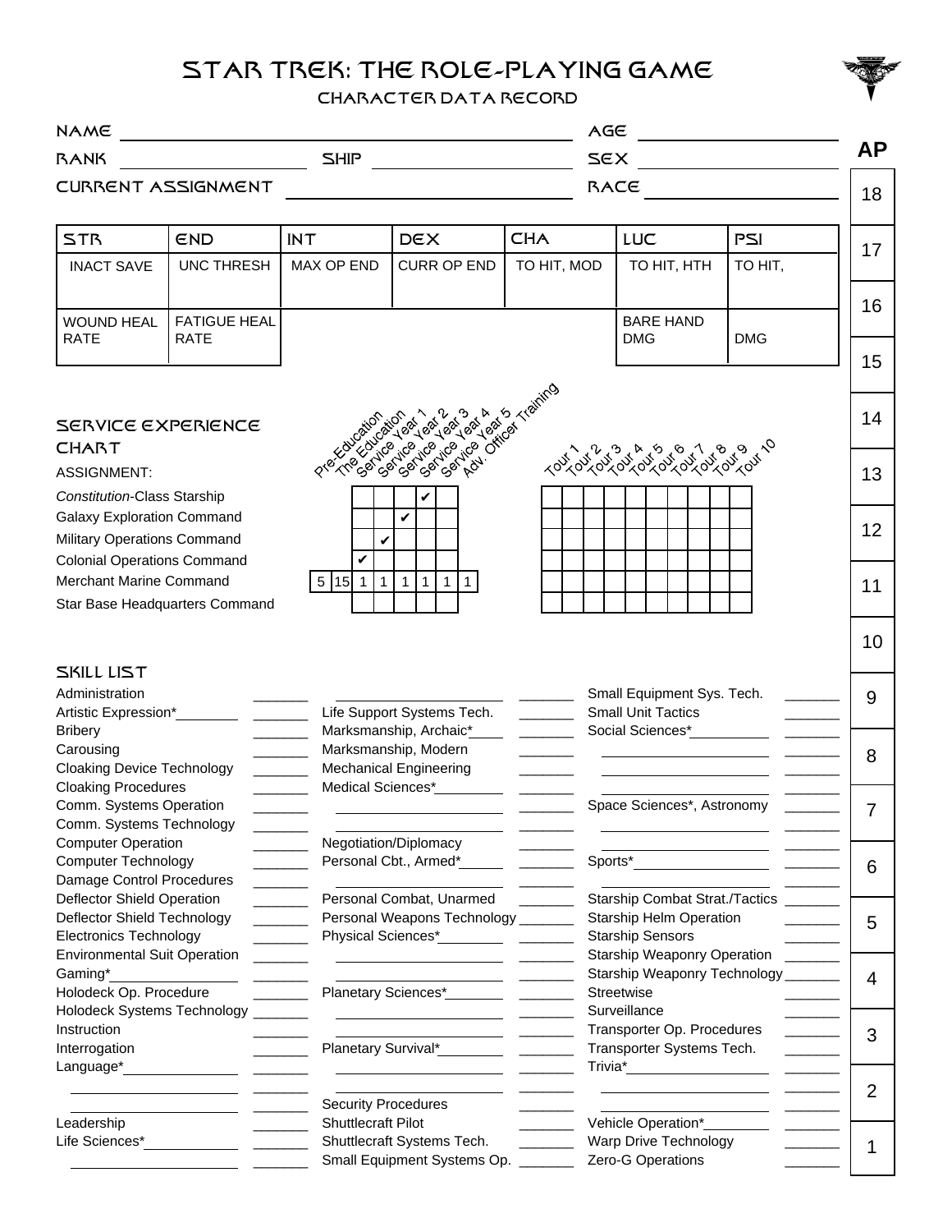# STAR TREK: THE ROLE-PLAYING GAME

## CHARACTER DATA RECORD

NAME ______________________ AGE ______________

RANK ______________ SHIP ______________ SEX ______________

CURRENT ASSIGNMENT ______________________ RACE ______________

| STR | END | INT | DEX | CHA | LUC | PSI |
|---|---|---|---|---|---|---|
| INACT SAVE | UNC THRESH | MAX OP END | CURR OP END | TO HIT, MOD | TO HIT, HTH | TO HIT, |
| WOUND HEAL RATE | FATIGUE HEAL RATE | | | | BARE HAND DMG | DMG |

| AP |
|---|
| 18 |
| 17 |
| 16 |
| 15 |
| 14 |
| 13 |
| 12 |
| 11 |
| 10 |
| 9 |
| 8 |
| 7 |
| 6 |
| 5 |
| 4 |
| 3 |
| 2 |
| 1 |

### SERVICE EXPERIENCE CHART

| ASSIGNMENT: | Pre-Education | The Education | Service Year 1 | Service Year 2 | Service Year 3 | Service Year 4 | Service Year 5 | Adv. Officer Training | Tour 1 | Tour 2 | Tour 3 | Tour 4 | Tour 5 | Tour 6 | Tour 7 | Tour 8 | Tour 9 | Tour 10 |
|---|---|---|---|---|---|---|---|---|---|---|---|---|---|---|---|---|---|---|
| *Constitution*-Class Starship | | | | | | ✔ | | | | | | | | | | | | |
| Galaxy Exploration Command | | | | | ✔ | | | | | | | | | | | | | |
| Military Operations Command | | | | ✔ | | | | | | | | | | | | | | |
| Colonial Operations Command | | | ✔ | | | | | | | | | | | | | | | |
| Merchant Marine Command | 5 | 15 | 1 | 1 | 1 | 1 | 1 | 1 | | | | | | | | | | |
| Star Base Headquarters Command | | | | | | | | | | | | | | | | | | |

### SKILL LIST

Administration _______
Artistic Expression*________ _______
Bribery _______
Carousing _______
Cloaking Device Technology _______
Cloaking Procedures _______
Comm. Systems Operation _______
Comm. Systems Technology _______
Computer Operation _______
Computer Technology _______
Damage Control Procedures _______
Deflector Shield Operation _______
Deflector Shield Technology _______
Electronics Technology _______
Environmental Suit Operation _______
Gaming*____________ _______
Holodeck Op. Procedure _______
Holodeck Systems Technology _______
Instruction _______
Interrogation _______
Language*____________ _______
____________________ _______
____________________ _______
Leadership _______
Life Sciences*____________ _______
____________________ _______

____________________ _______
Life Support Systems Tech. _______
Marksmanship, Archaic*____ _______
Marksmanship, Modern _______
Mechanical Engineering _______
Medical Sciences*_________ _______
____________________ _______
____________________ _______
Negotiation/Diplomacy _______
Personal Cbt., Armed*______ _______
____________________ _______
Personal Combat, Unarmed _______
Personal Weapons Technology _______
Physical Sciences*________ _______
____________________ _______
____________________ _______
Planetary Sciences*________ _______
____________________ _______
____________________ _______
Planetary Survival*________ _______
____________________ _______
____________________ _______
Security Procedures _______
Shuttlecraft Pilot _______
Shuttlecraft Systems Tech. _______
Small Equipment Systems Op. _______

Small Equipment Sys. Tech. _______
Small Unit Tactics _______
Social Sciences*__________ _______
____________________ _______
____________________ _______
____________________ _______
Space Sciences*, Astronomy _______
____________________ _______
____________________ _______
Sports*________________ _______
____________________ _______
Starship Combat Strat./Tactics _______
Starship Helm Operation _______
Starship Sensors _______
Starship Weaponry Operation _______
Starship Weaponry Technology _______
Streetwise _______
Surveillance _______
Transporter Op. Procedures _______
Transporter Systems Tech. _______
Trivia*________________ _______
____________________ _______
____________________ _______
Vehicle Operation*________ _______
Warp Drive Technology _______
Zero-G Operations _______